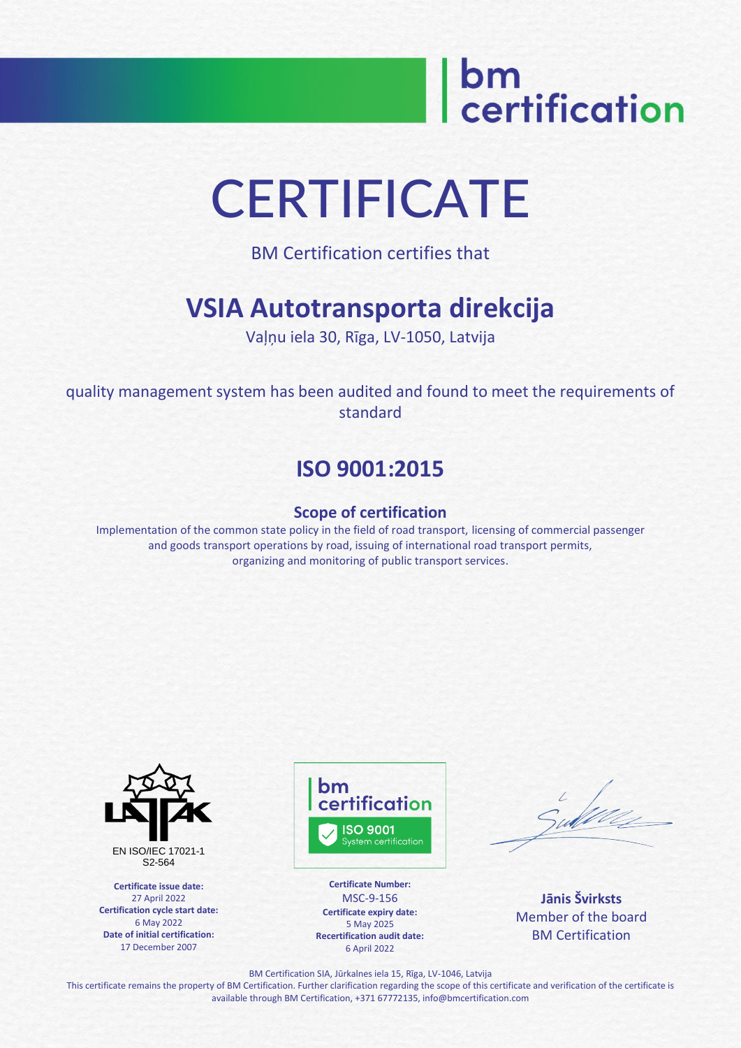bm certification

# CERTIFICATE

BM Certification certifies that

## VSIA Autotransporta direkcija

Vaļņu iela 30, Rīga, LV-1050, Latvija

quality management system has been audited and found to meet the requirements of standard

## ISO 9001:2015

### Scope of certification

Implementation of the common state policy in the field of road transport, licensing of commercial passenger and goods transport operations by road, issuing of international road transport permits, organizing and monitoring of public transport services.

LATAK
EN ISO/IEC 17021-1
S2-564

**Certificate issue date:**
27 April 2022
**Certification cycle start date:**
6 May 2022
**Date of initial certification:**
17 December 2007

bm certification
ISO 9001
System certification

**Certificate Number:**
MSC-9-156
**Certificate expiry date:**
5 May 2025
**Recertification audit date:**
6 April 2022

**Jānis Švirksts**
Member of the board
BM Certification

BM Certification SIA, Jūrkalnes iela 15, Rīga, LV-1046, Latvija
This certificate remains the property of BM Certification. Further clarification regarding the scope of this certificate and verification of the certificate is available through BM Certification, +371 67772135, info@bmcertification.com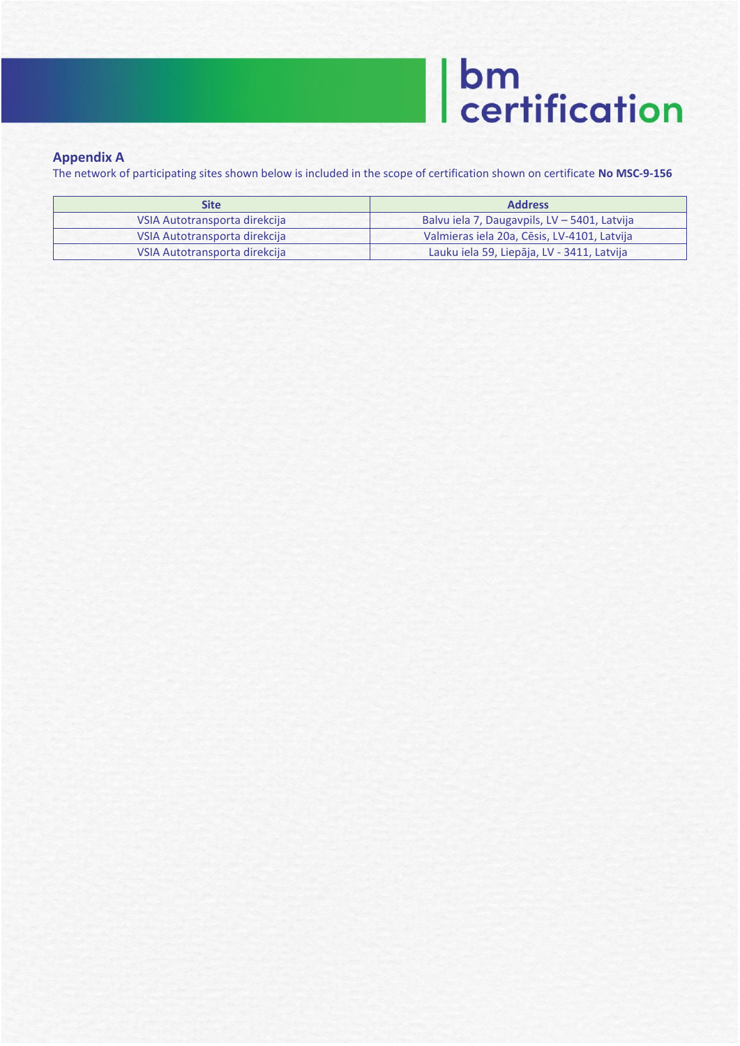## Appendix A

The network of participating sites shown below is included in the scope of certification shown on certificate **No MSC-9-156**

| Site | Address |
|---|---|
| VSIA Autotransporta direkcija | Balvu iela 7, Daugavpils, LV – 5401, Latvija |
| VSIA Autotransporta direkcija | Valmieras iela 20a, Cēsis, LV-4101, Latvija |
| VSIA Autotransporta direkcija | Lauku iela 59, Liepāja, LV - 3411, Latvija |